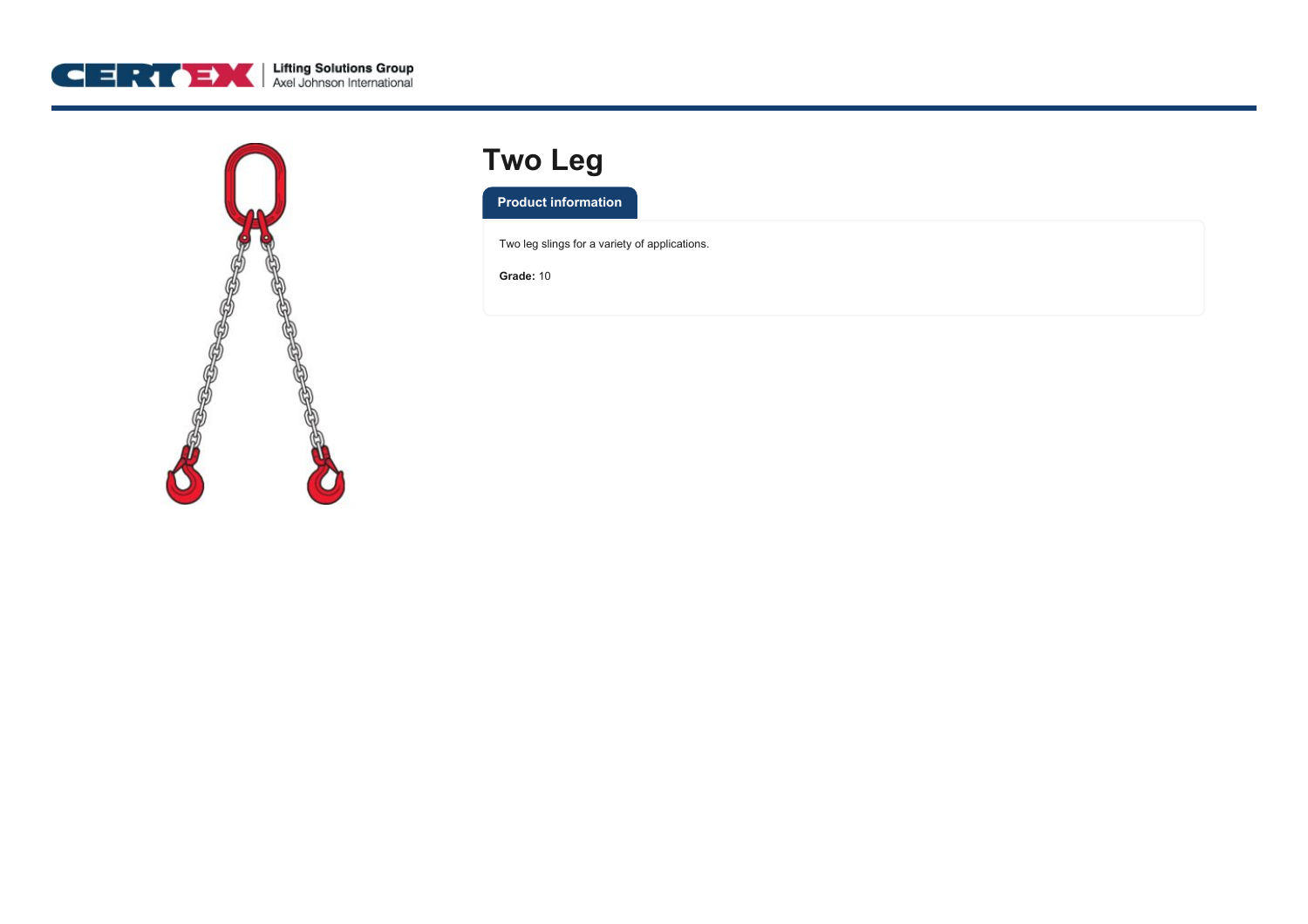# Two Leg

**Product information**

Two leg slings for a variety of applications.

**Grade:** 10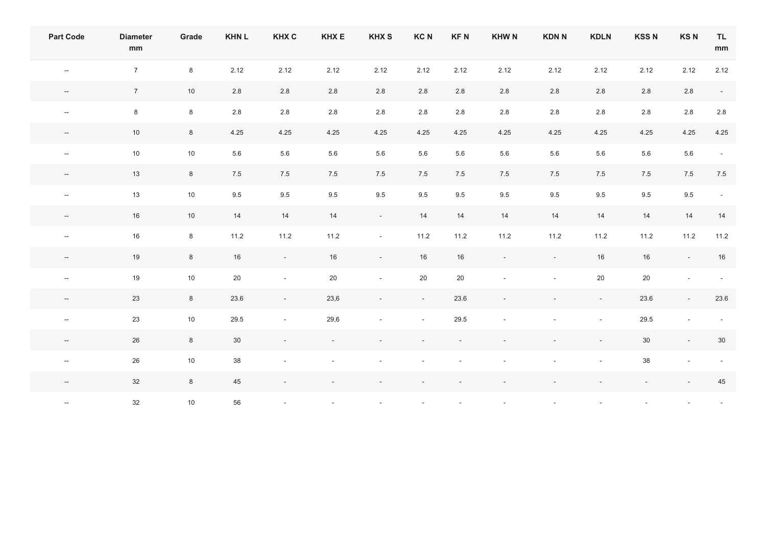| Part Code | Diameter mm | Grade | KHN L | KHX C | KHX E | KHX S | KC N | KF N | KHW N | KDN N | KDLN | KSS N | KS N | TL mm |
|---|---|---|---|---|---|---|---|---|---|---|---|---|---|---|
| -- | 7 | 8 | 2.12 | 2.12 | 2.12 | 2.12 | 2.12 | 2.12 | 2.12 | 2.12 | 2.12 | 2.12 | 2.12 | 2.12 |
| -- | 7 | 10 | 2.8 | 2.8 | 2.8 | 2.8 | 2.8 | 2.8 | 2.8 | 2.8 | 2.8 | 2.8 | 2.8 | - |
| -- | 8 | 8 | 2.8 | 2.8 | 2.8 | 2.8 | 2.8 | 2.8 | 2.8 | 2.8 | 2.8 | 2.8 | 2.8 | 2.8 |
| -- | 10 | 8 | 4.25 | 4.25 | 4.25 | 4.25 | 4.25 | 4.25 | 4.25 | 4.25 | 4.25 | 4.25 | 4.25 | 4.25 |
| -- | 10 | 10 | 5.6 | 5.6 | 5.6 | 5.6 | 5.6 | 5.6 | 5.6 | 5.6 | 5.6 | 5.6 | 5.6 | - |
| -- | 13 | 8 | 7.5 | 7.5 | 7.5 | 7.5 | 7.5 | 7.5 | 7.5 | 7.5 | 7.5 | 7.5 | 7.5 | 7.5 |
| -- | 13 | 10 | 9.5 | 9.5 | 9.5 | 9.5 | 9.5 | 9.5 | 9.5 | 9.5 | 9.5 | 9.5 | 9.5 | - |
| -- | 16 | 10 | 14 | 14 | 14 | - | 14 | 14 | 14 | 14 | 14 | 14 | 14 | 14 |
| -- | 16 | 8 | 11.2 | 11.2 | 11.2 | - | 11.2 | 11.2 | 11.2 | 11.2 | 11.2 | 11.2 | 11.2 | 11.2 |
| -- | 19 | 8 | 16 | - | 16 | - | 16 | 16 | - | - | 16 | 16 | - | 16 |
| -- | 19 | 10 | 20 | - | 20 | - | 20 | 20 | - | - | 20 | 20 | - | - |
| -- | 23 | 8 | 23.6 | - | 23,6 | - | - | 23.6 | - | - | - | 23.6 | - | 23.6 |
| -- | 23 | 10 | 29.5 | - | 29,6 | - | - | 29.5 | - | - | - | 29.5 | - | - |
| -- | 26 | 8 | 30 | - | - | - | - | - | - | - | - | 30 | - | 30 |
| -- | 26 | 10 | 38 | - | - | - | - | - | - | - | - | 38 | - | - |
| -- | 32 | 8 | 45 | - | - | - | - | - | - | - | - | - | - | 45 |
| -- | 32 | 10 | 56 | - | - | - | - | - | - | - | - | - | - | - |